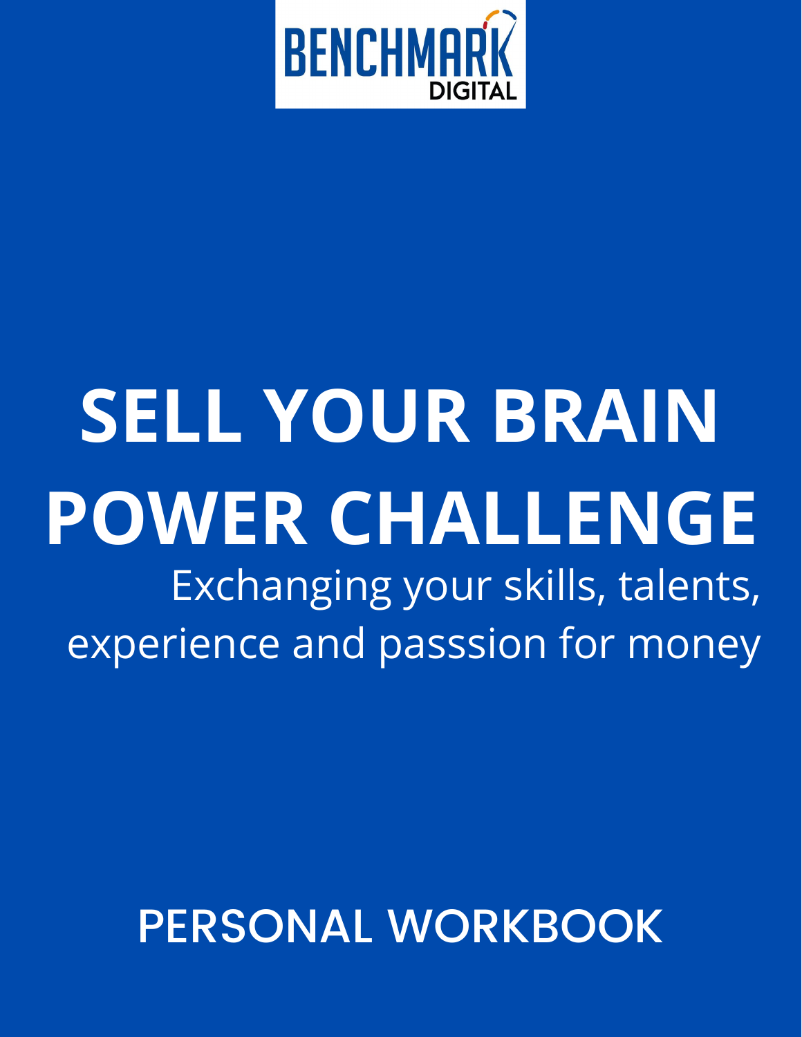BENCHMARK DIGITAL

# SELL YOUR BRAIN POWER CHALLENGE

Exchanging your skills, talents, experience and passsion for money

## PERSONAL WORKBOOK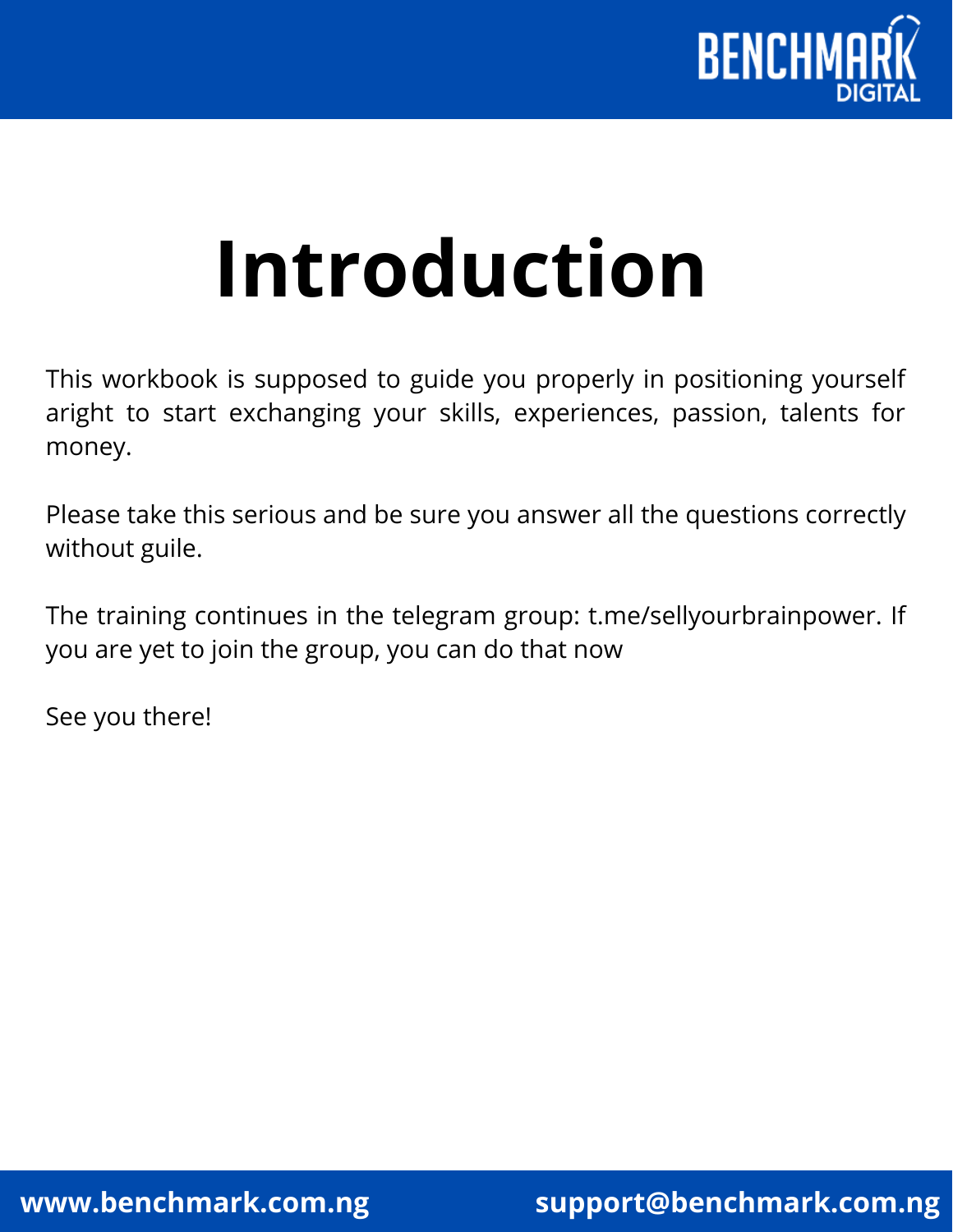# Introduction

This workbook is supposed to guide you properly in positioning yourself aright to start exchanging your skills, experiences, passion, talents for money.

Please take this serious and be sure you answer all the questions correctly without guile.

The training continues in the telegram group: t.me/sellyourbrainpower. If you are yet to join the group, you can do that now

See you there!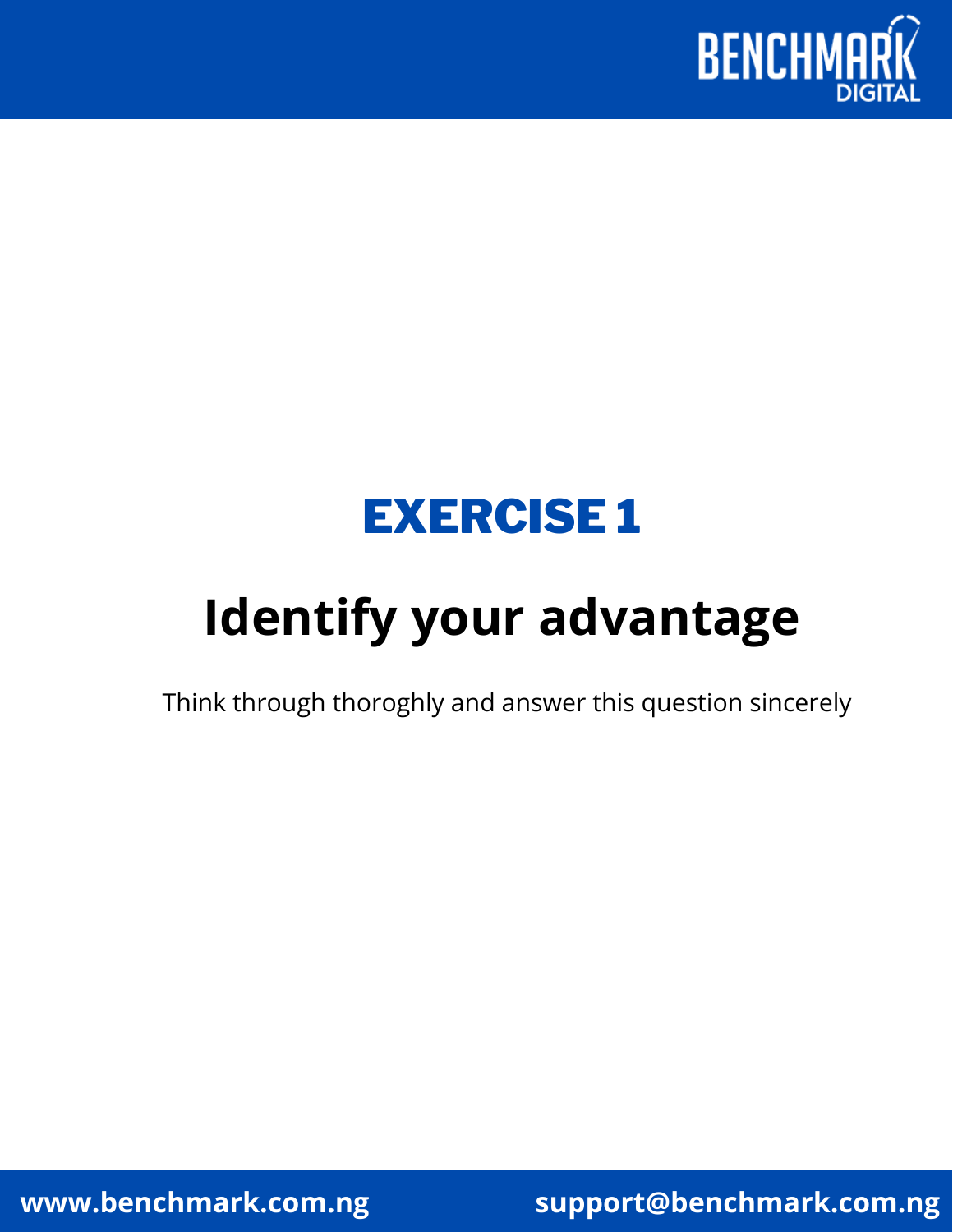# EXERCISE 1

## Identify your advantage

Think through thoroghly and answer this question sincerely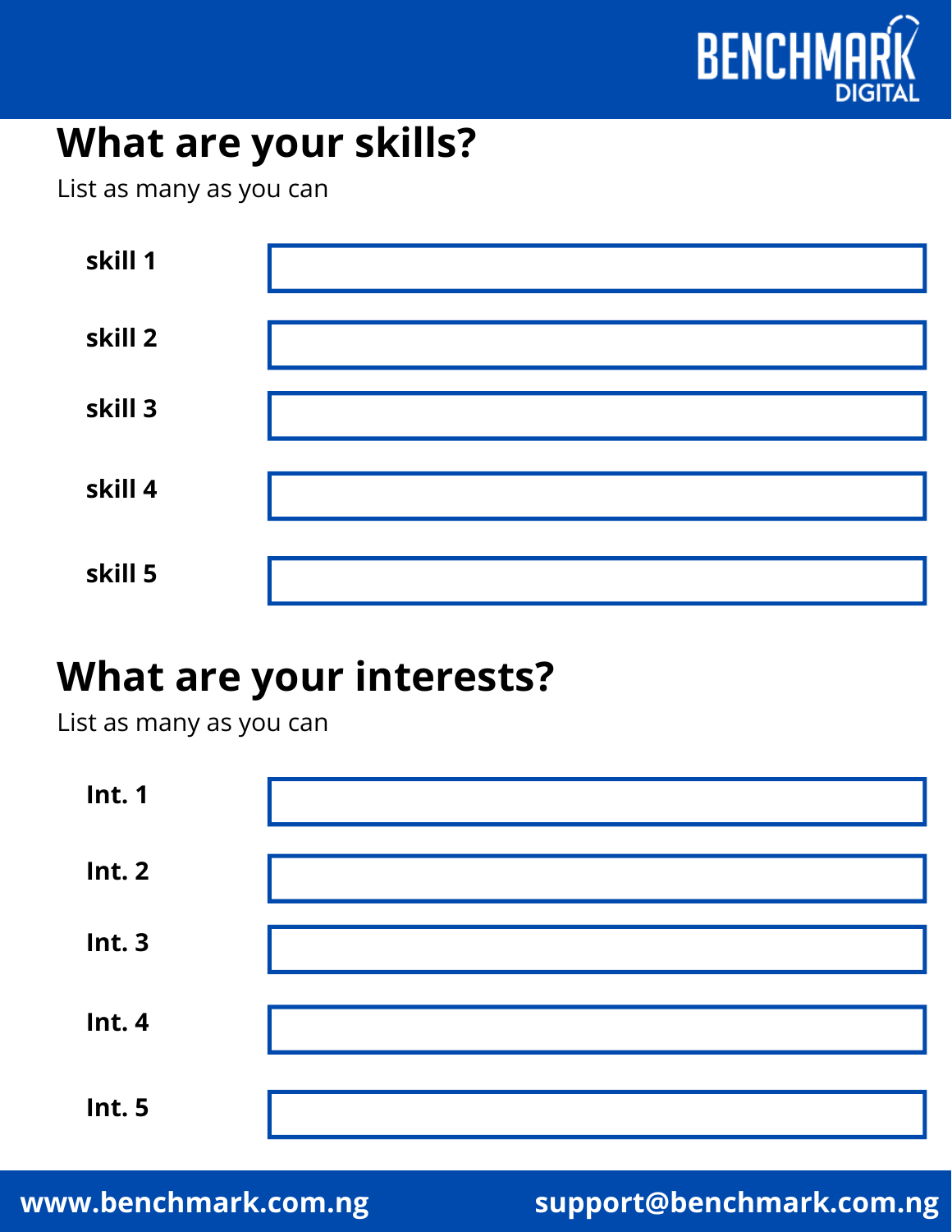# What are your skills?

List as many as you can

**skill 1**

**skill 2**

**skill 3**

**skill 4**

**skill 5**

# What are your interests?

List as many as you can

**Int. 1**

**Int. 2**

**Int. 3**

**Int. 4**

**Int. 5**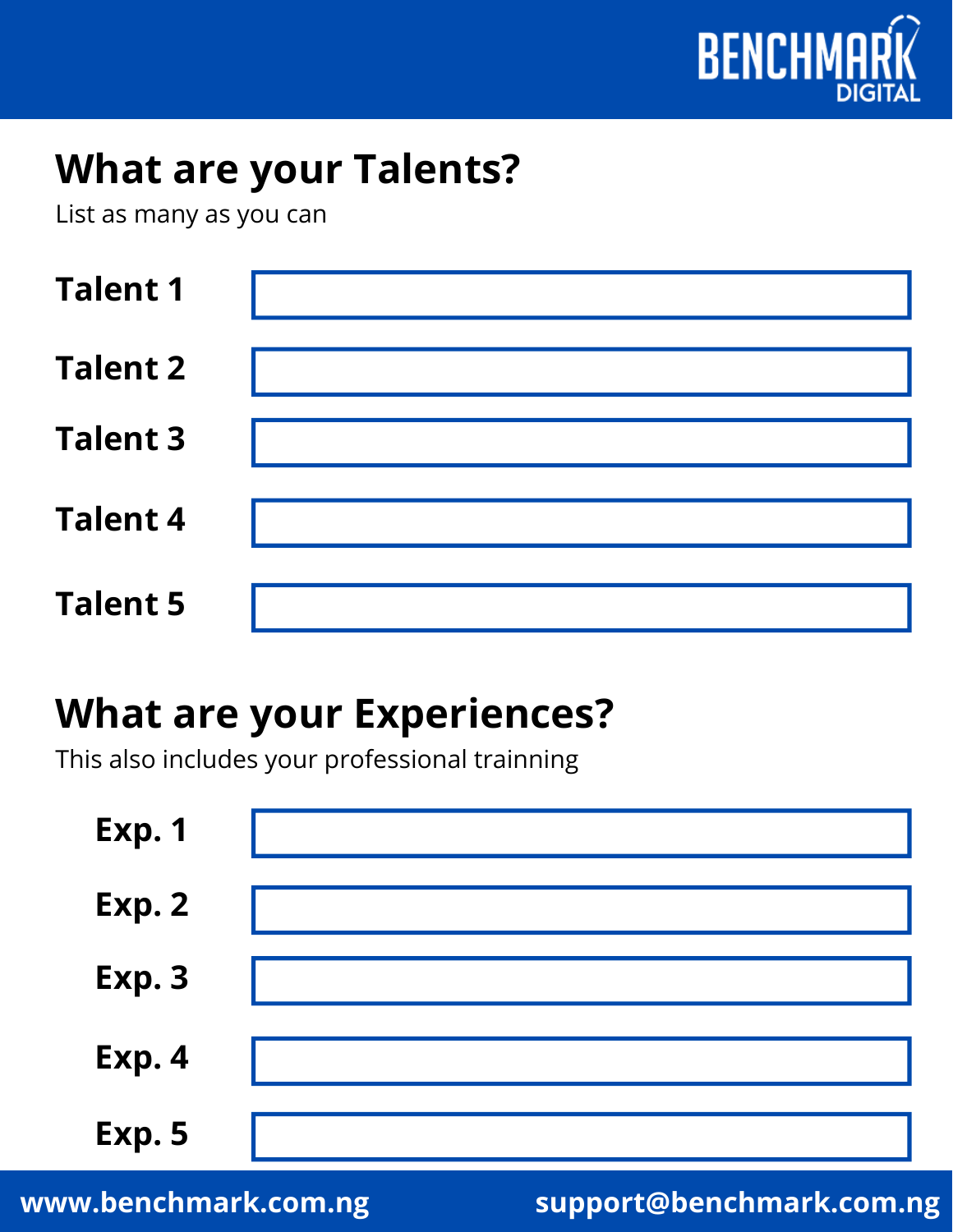## What are your Talents?

List as many as you can

| | |
|---|---|
| **Talent 1** | |
| **Talent 2** | |
| **Talent 3** | |
| **Talent 4** | |
| **Talent 5** | |

## What are your Experiences?

This also includes your professional trainning

| | |
|---|---|
| **Exp. 1** | |
| **Exp. 2** | |
| **Exp. 3** | |
| **Exp. 4** | |
| **Exp. 5** | |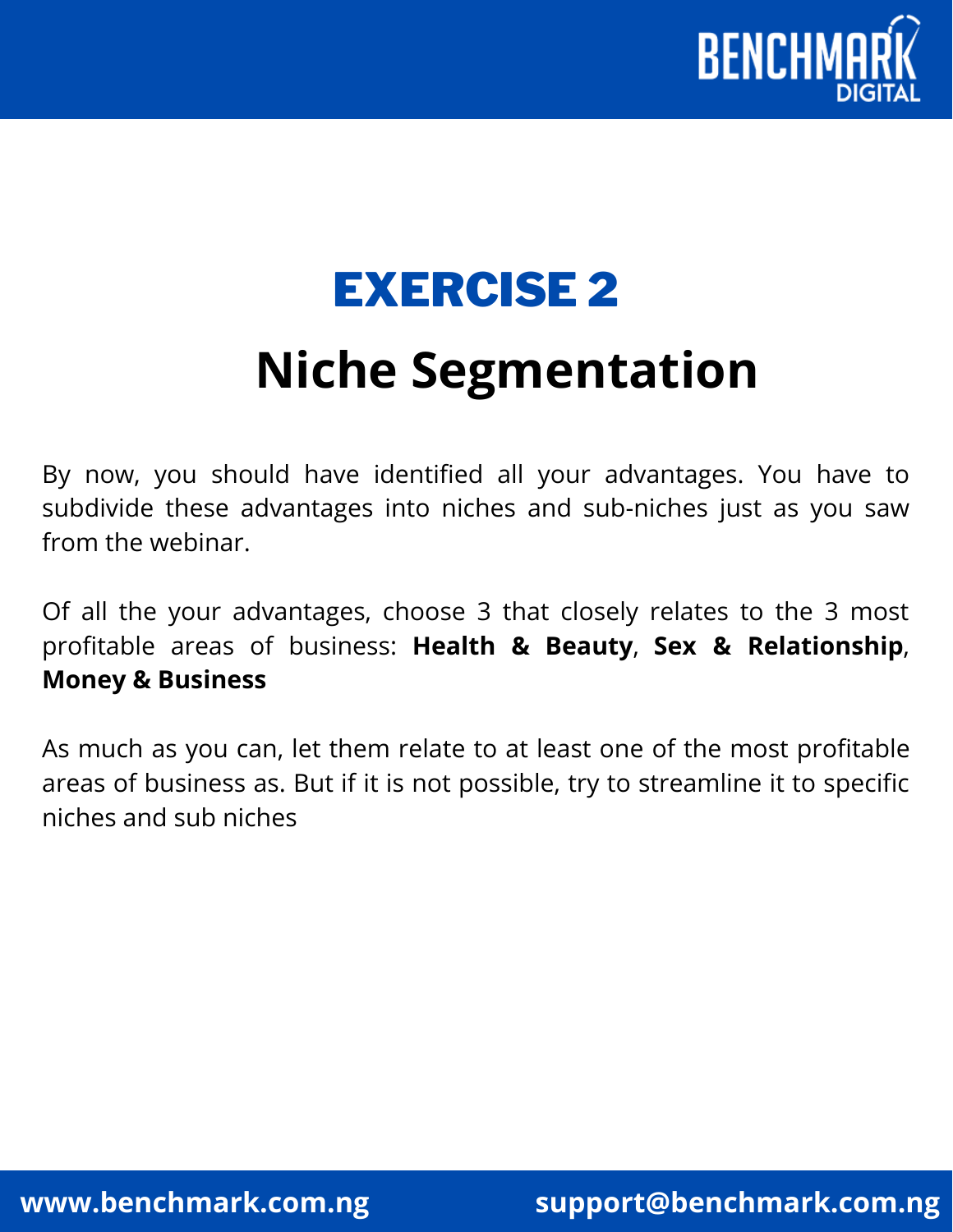# EXERCISE 2

## Niche Segmentation

By now, you should have identified all your advantages. You have to subdivide these advantages into niches and sub-niches just as you saw from the webinar.

Of all the your advantages, choose 3 that closely relates to the 3 most profitable areas of business: **Health & Beauty**, **Sex & Relationship**, **Money & Business**

As much as you can, let them relate to at least one of the most profitable areas of business as. But if it is not possible, try to streamline it to specific niches and sub niches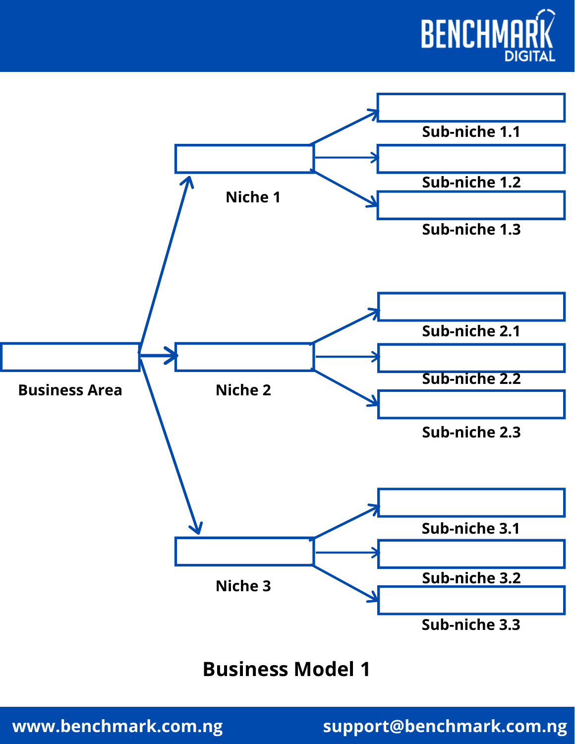Business Area

Niche 1

Sub-niche 1.1

Sub-niche 1.2

Sub-niche 1.3

Niche 2

Sub-niche 2.1

Sub-niche 2.2

Sub-niche 2.3

Niche 3

Sub-niche 3.1

Sub-niche 3.2

Sub-niche 3.3

**Business Model 1**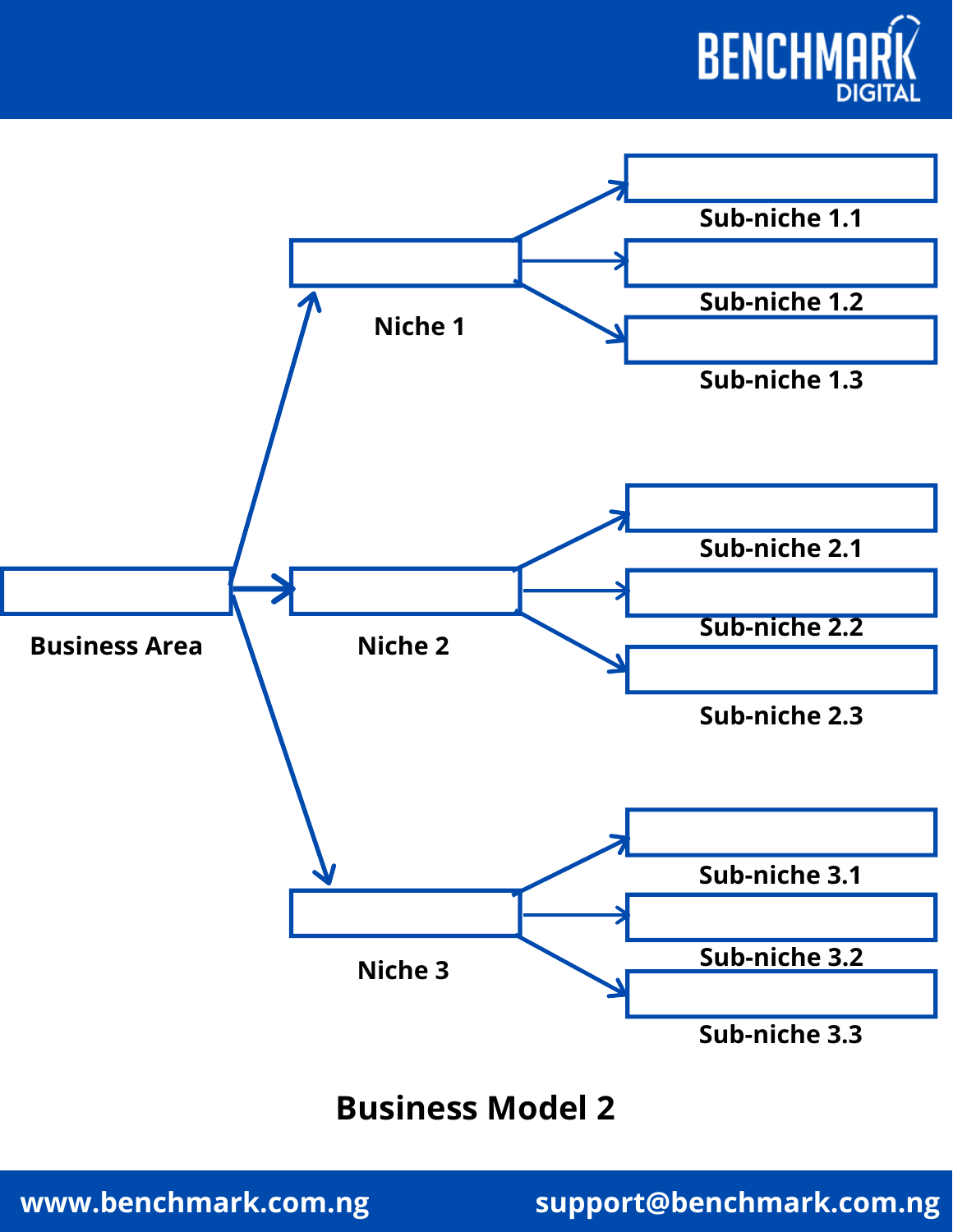Business Area

Niche 1

Sub-niche 1.1

Sub-niche 1.2

Sub-niche 1.3

Niche 2

Sub-niche 2.1

Sub-niche 2.2

Sub-niche 2.3

Niche 3

Sub-niche 3.1

Sub-niche 3.2

Sub-niche 3.3

## Business Model 2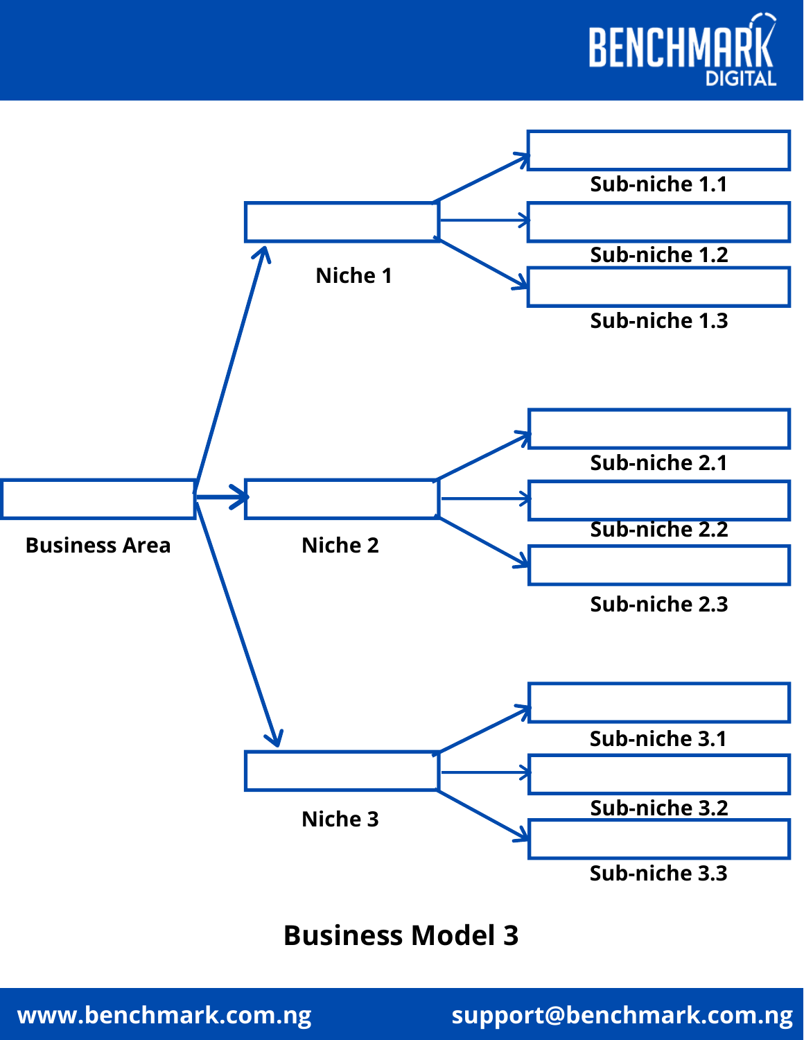Business Area

Niche 1

Sub-niche 1.1

Sub-niche 1.2

Sub-niche 1.3

Niche 2

Sub-niche 2.1

Sub-niche 2.2

Sub-niche 2.3

Niche 3

Sub-niche 3.1

Sub-niche 3.2

Sub-niche 3.3

**Business Model 3**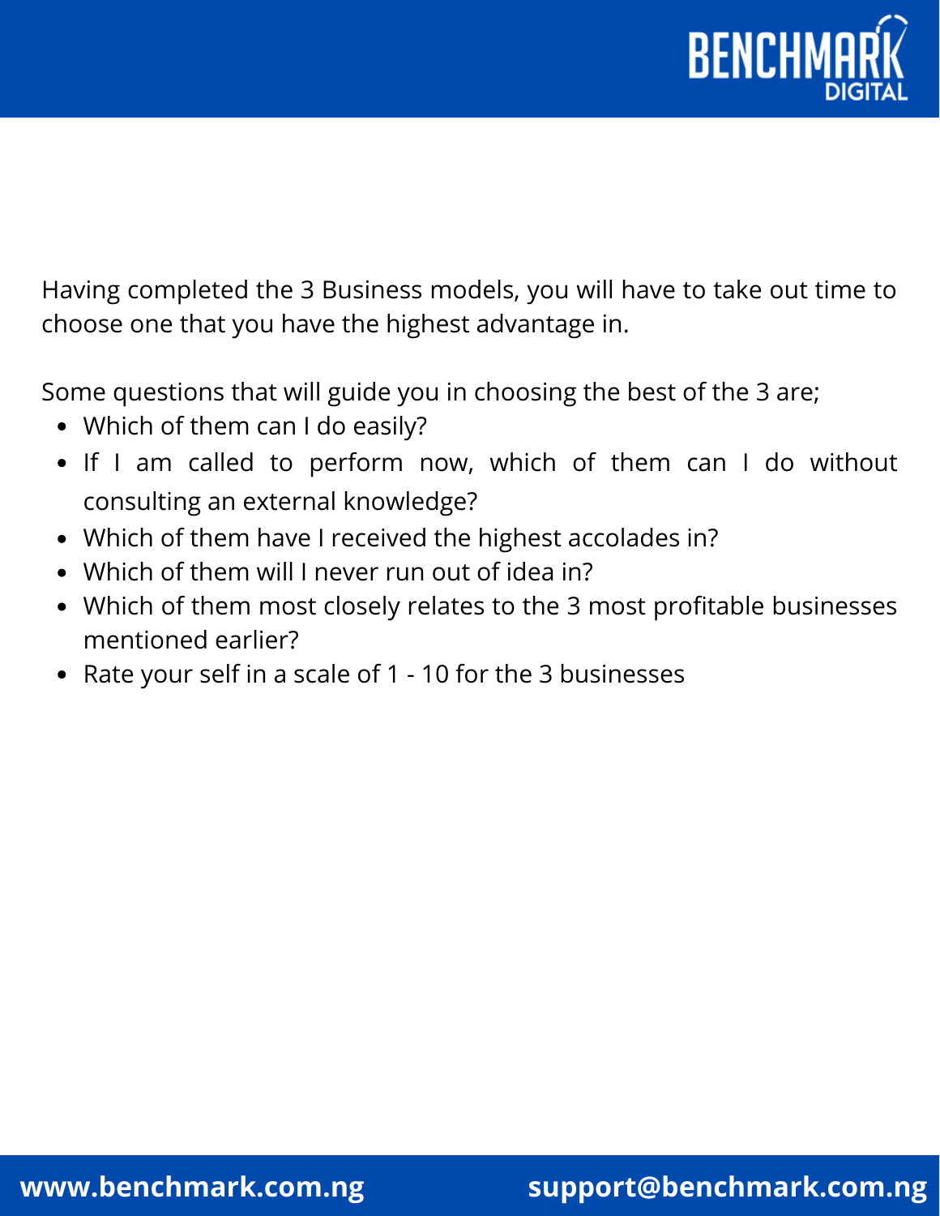Having completed the 3 Business models, you will have to take out time to choose one that you have the highest advantage in.

Some questions that will guide you in choosing the best of the 3 are;

- Which of them can I do easily?
- If I am called to perform now, which of them can I do without consulting an external knowledge?
- Which of them have I received the highest accolades in?
- Which of them will I never run out of idea in?
- Which of them most closely relates to the 3 most profitable businesses mentioned earlier?
- Rate your self in a scale of 1 - 10 for the 3 businesses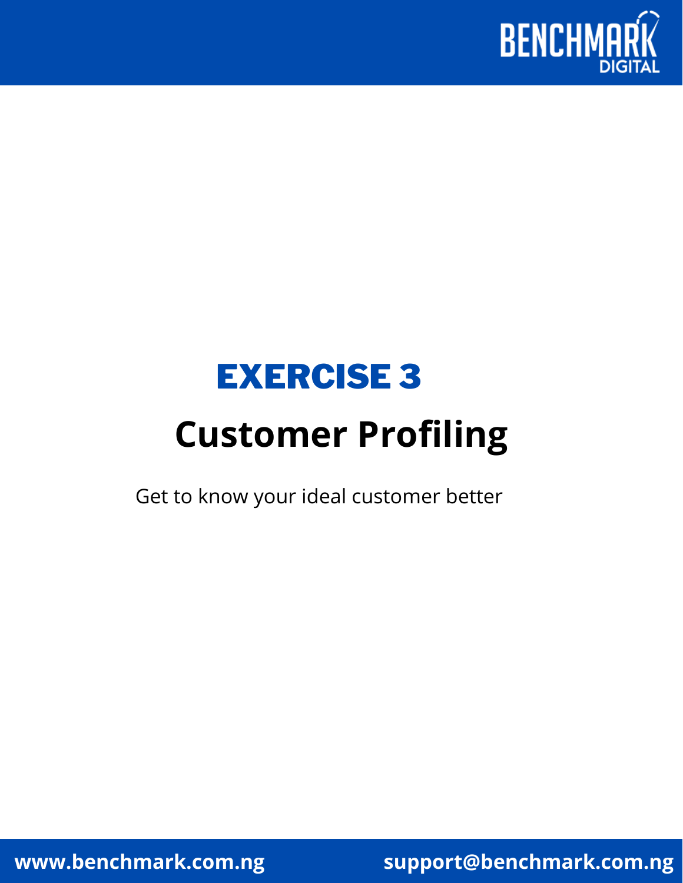# EXERCISE 3

## Customer Profiling

Get to know your ideal customer better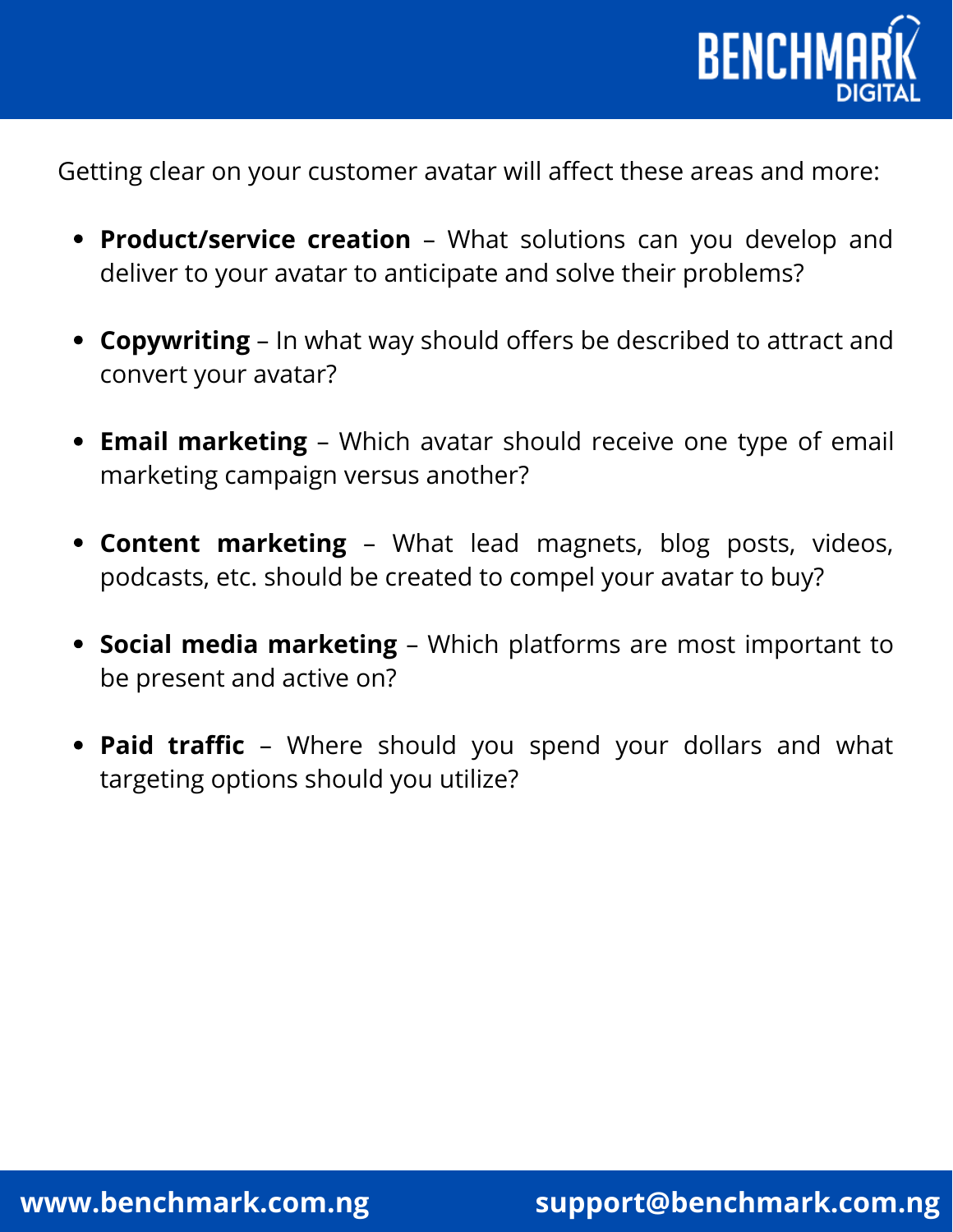Getting clear on your customer avatar will affect these areas and more:

- **Product/service creation** – What solutions can you develop and deliver to your avatar to anticipate and solve their problems?
- **Copywriting** – In what way should offers be described to attract and convert your avatar?
- **Email marketing** – Which avatar should receive one type of email marketing campaign versus another?
- **Content marketing** – What lead magnets, blog posts, videos, podcasts, etc. should be created to compel your avatar to buy?
- **Social media marketing** – Which platforms are most important to be present and active on?
- **Paid traffic** – Where should you spend your dollars and what targeting options should you utilize?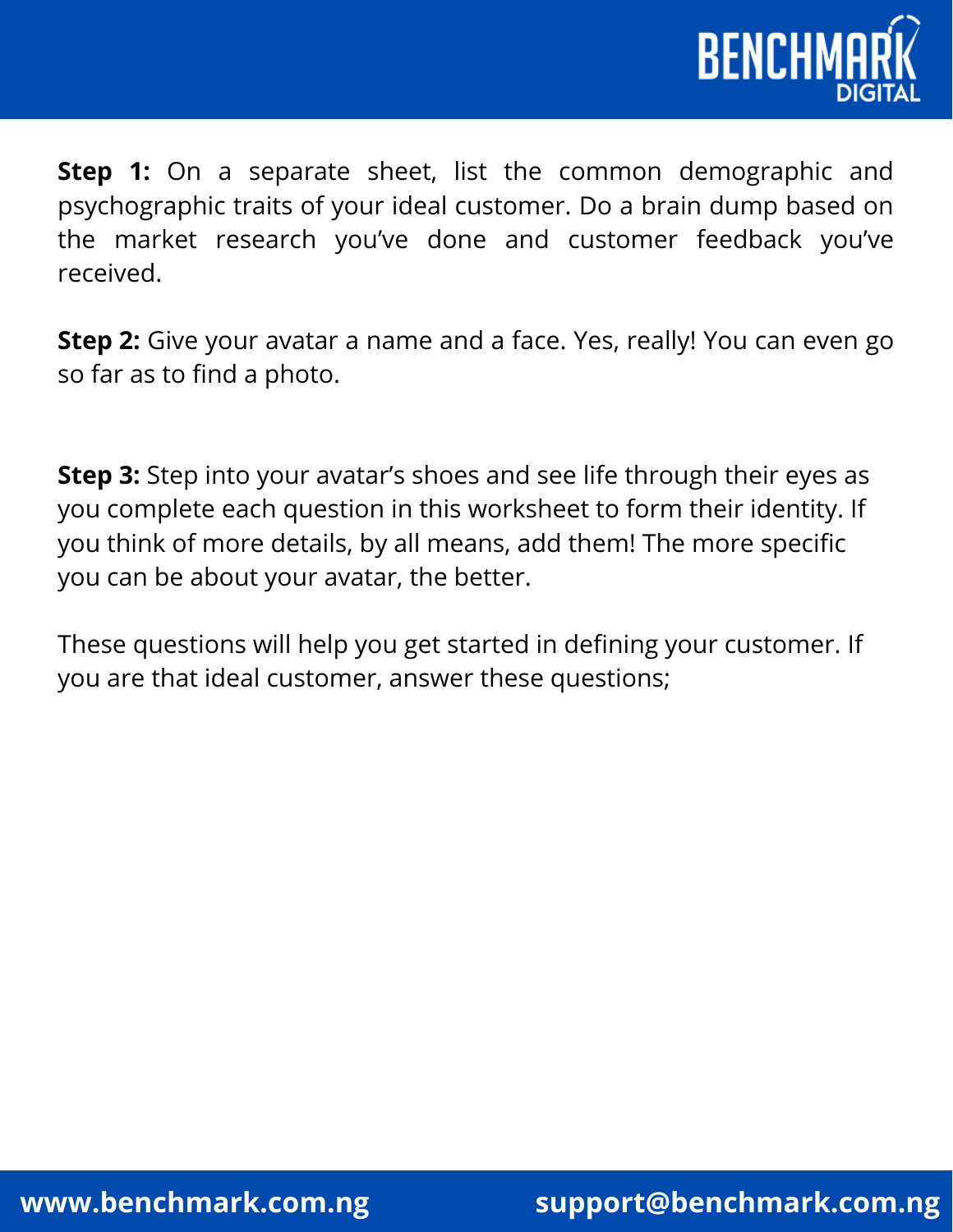**Step 1:** On a separate sheet, list the common demographic and psychographic traits of your ideal customer. Do a brain dump based on the market research you've done and customer feedback you've received.

**Step 2:** Give your avatar a name and a face. Yes, really! You can even go so far as to find a photo.

**Step 3:** Step into your avatar's shoes and see life through their eyes as you complete each question in this worksheet to form their identity. If you think of more details, by all means, add them! The more specific you can be about your avatar, the better.

These questions will help you get started in defining your customer. If you are that ideal customer, answer these questions;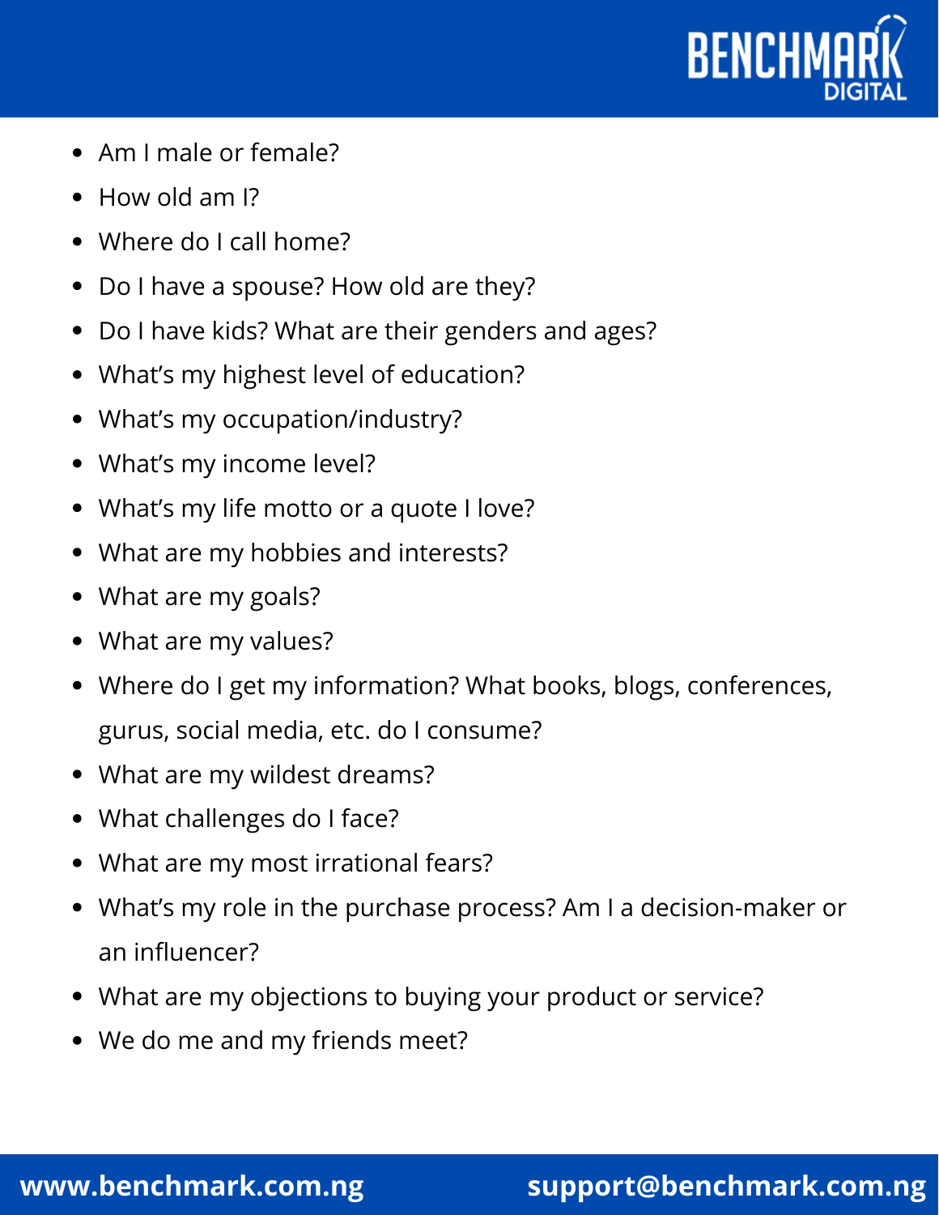- Am I male or female?
- How old am I?
- Where do I call home?
- Do I have a spouse? How old are they?
- Do I have kids? What are their genders and ages?
- What's my highest level of education?
- What's my occupation/industry?
- What's my income level?
- What's my life motto or a quote I love?
- What are my hobbies and interests?
- What are my goals?
- What are my values?
- Where do I get my information? What books, blogs, conferences, gurus, social media, etc. do I consume?
- What are my wildest dreams?
- What challenges do I face?
- What are my most irrational fears?
- What's my role in the purchase process? Am I a decision-maker or an influencer?
- What are my objections to buying your product or service?
- We do me and my friends meet?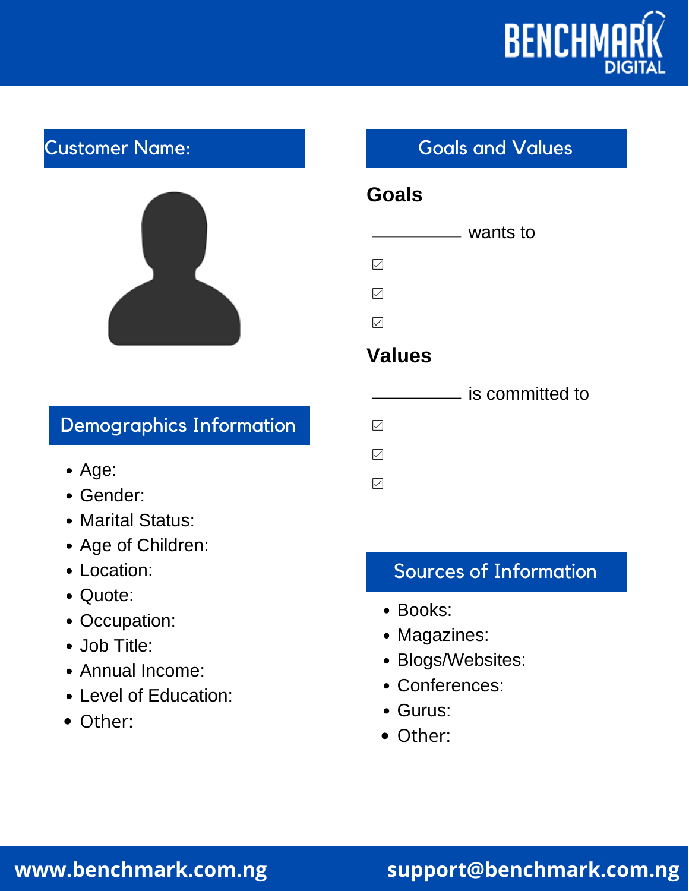## Customer Name:

## Demographics Information

- Age:
- Gender:
- Marital Status:
- Age of Children:
- Location:
- Quote:
- Occupation:
- Job Title:
- Annual Income:
- Level of Education:
- Other:

## Goals and Values

### Goals

___________ wants to

- ☑
- ☑
- ☑

### Values

___________ is committed to

- ☑
- ☑
- ☑

## Sources of Information

- Books:
- Magazines:
- Blogs/Websites:
- Conferences:
- Gurus:
- Other: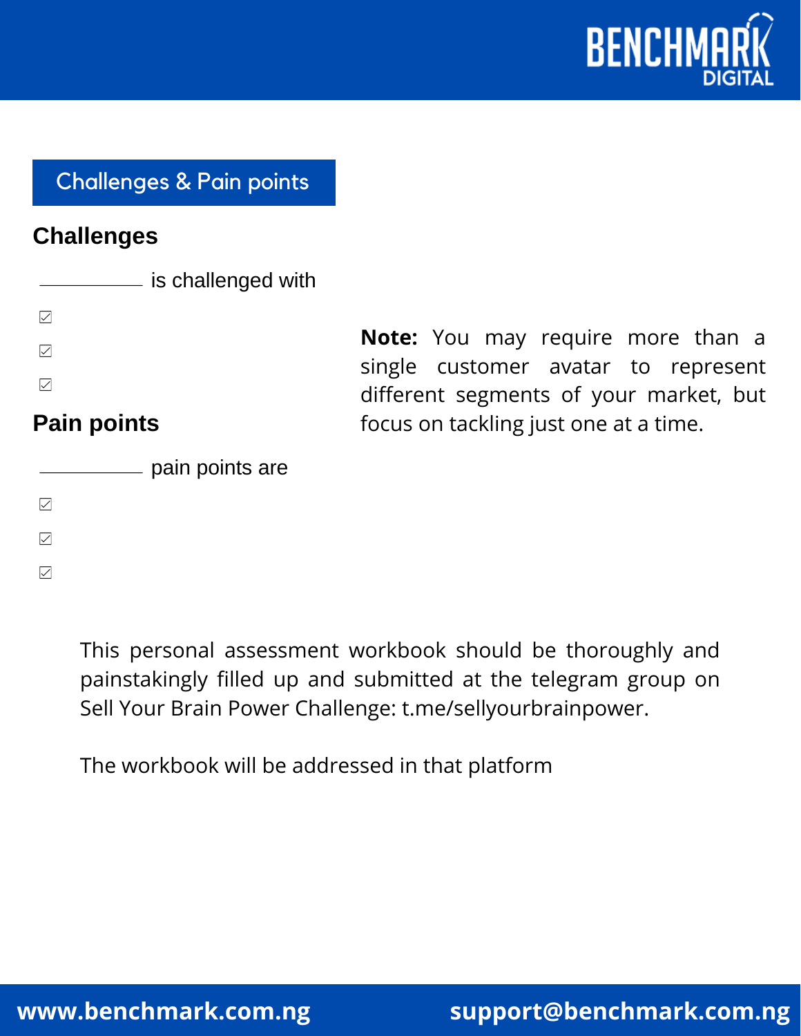## Challenges & Pain points

### Challenges

__________ is challenged with

- ☑
- ☑
- ☑

### Pain points

__________ pain points are

- ☑
- ☑
- ☑

**Note:** You may require more than a single customer avatar to represent different segments of your market, but focus on tackling just one at a time.

This personal assessment workbook should be thoroughly and painstakingly filled up and submitted at the telegram group on Sell Your Brain Power Challenge: t.me/sellyourbrainpower.

The workbook will be addressed in that platform